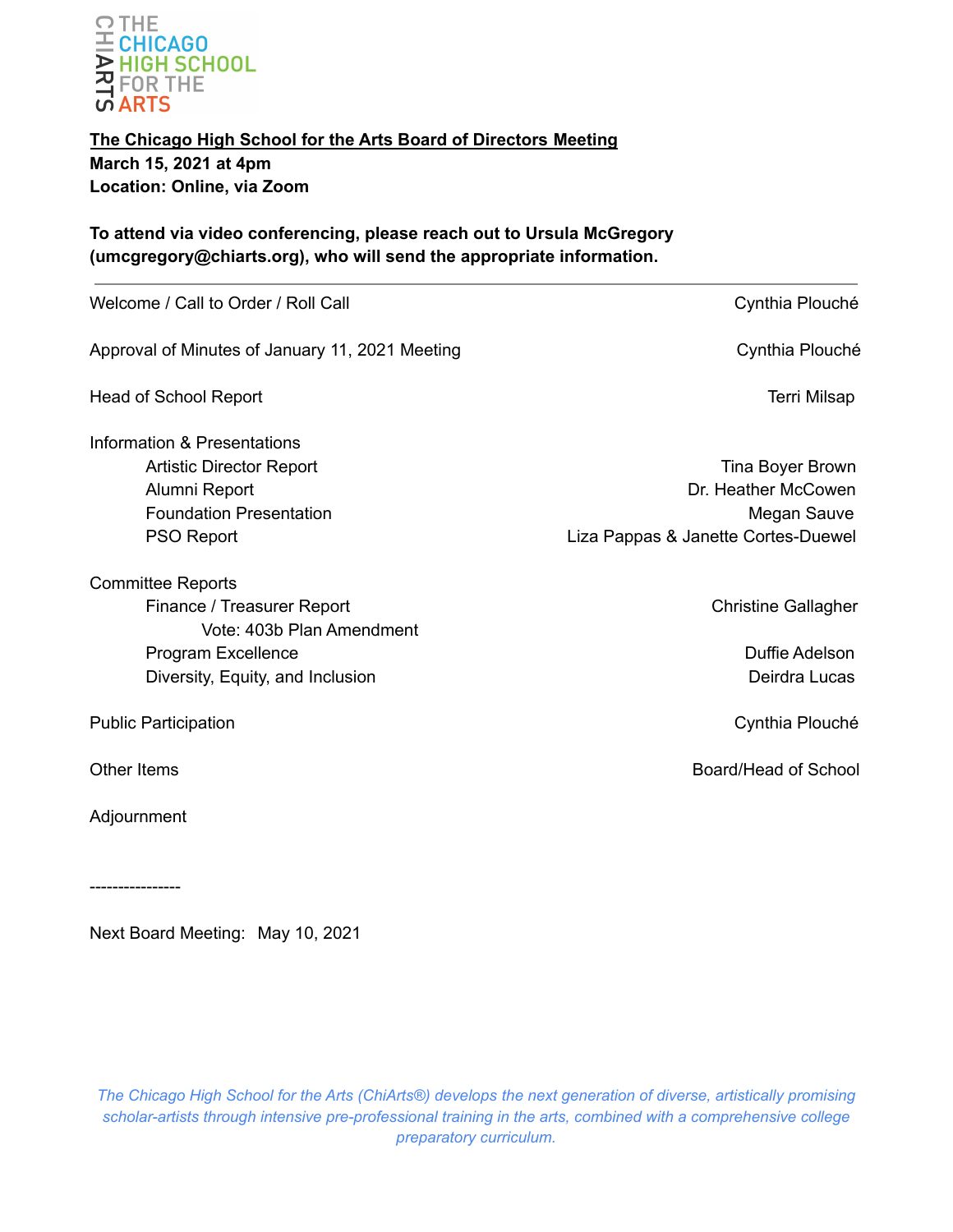THE CHICAGO HIGH SCHOOL FOR THE ARTS

**<u>The Chicago High School for the Arts Board of Directors Meeting</u>**
**March 15, 2021 at 4pm**
**Location: Online, via Zoom**

**To attend via video conferencing, please reach out to Ursula McGregory (umcgregory@chiarts.org), who will send the appropriate information.**

---

| Agenda Item | Presenter |
| --- | --- |
| Welcome / Call to Order / Roll Call | Cynthia Plouché |
| Approval of Minutes of January 11, 2021 Meeting | Cynthia Plouché |
| Head of School Report | Terri Milsap |
| Information & Presentations | |
| Artistic Director Report | Tina Boyer Brown |
| Alumni Report | Dr. Heather McCowen |
| Foundation Presentation | Megan Sauve |
| PSO Report | Liza Pappas & Janette Cortes-Duewel |
| Committee Reports | |
| Finance / Treasurer Report | Christine Gallagher |
| Vote: 403b Plan Amendment | |
| Program Excellence | Duffie Adelson |
| Diversity, Equity, and Inclusion | Deirdra Lucas |
| Public Participation | Cynthia Plouché |
| Other Items | Board/Head of School |
| Adjournment | |

----------------

Next Board Meeting: May 10, 2021

*The Chicago High School for the Arts (ChiArts®) develops the next generation of diverse, artistically promising scholar-artists through intensive pre-professional training in the arts, combined with a comprehensive college preparatory curriculum.*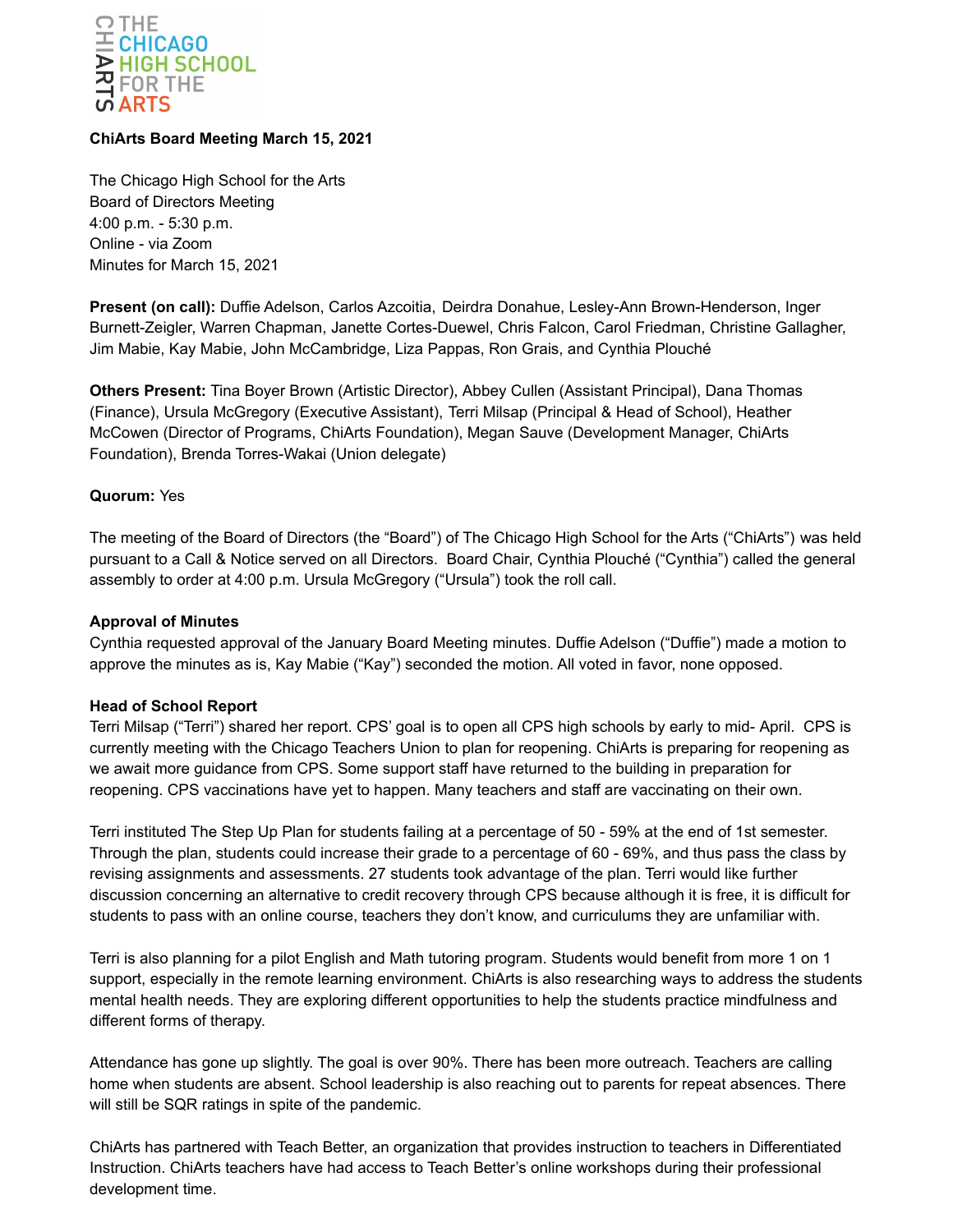**ChiArts Board Meeting March 15, 2021**

The Chicago High School for the Arts
Board of Directors Meeting
4:00 p.m. - 5:30 p.m.
Online - via Zoom
Minutes for March 15, 2021

**Present (on call):** Duffie Adelson, Carlos Azcoitia, Deirdra Donahue, Lesley-Ann Brown-Henderson, Inger Burnett-Zeigler, Warren Chapman, Janette Cortes-Duewel, Chris Falcon, Carol Friedman, Christine Gallagher, Jim Mabie, Kay Mabie, John McCambridge, Liza Pappas, Ron Grais, and Cynthia Plouché

**Others Present:** Tina Boyer Brown (Artistic Director), Abbey Cullen (Assistant Principal), Dana Thomas (Finance), Ursula McGregory (Executive Assistant), Terri Milsap (Principal & Head of School), Heather McCowen (Director of Programs, ChiArts Foundation), Megan Sauve (Development Manager, ChiArts Foundation), Brenda Torres-Wakai (Union delegate)

**Quorum:** Yes

The meeting of the Board of Directors (the "Board") of The Chicago High School for the Arts ("ChiArts") was held pursuant to a Call & Notice served on all Directors. Board Chair, Cynthia Plouché ("Cynthia") called the general assembly to order at 4:00 p.m. Ursula McGregory ("Ursula") took the roll call.

**Approval of Minutes**
Cynthia requested approval of the January Board Meeting minutes. Duffie Adelson ("Duffie") made a motion to approve the minutes as is, Kay Mabie ("Kay") seconded the motion. All voted in favor, none opposed.

**Head of School Report**
Terri Milsap ("Terri") shared her report. CPS' goal is to open all CPS high schools by early to mid- April. CPS is currently meeting with the Chicago Teachers Union to plan for reopening. ChiArts is preparing for reopening as we await more guidance from CPS. Some support staff have returned to the building in preparation for reopening. CPS vaccinations have yet to happen. Many teachers and staff are vaccinating on their own.

Terri instituted The Step Up Plan for students failing at a percentage of 50 - 59% at the end of 1st semester. Through the plan, students could increase their grade to a percentage of 60 - 69%, and thus pass the class by revising assignments and assessments. 27 students took advantage of the plan. Terri would like further discussion concerning an alternative to credit recovery through CPS because although it is free, it is difficult for students to pass with an online course, teachers they don't know, and curriculums they are unfamiliar with.

Terri is also planning for a pilot English and Math tutoring program. Students would benefit from more 1 on 1 support, especially in the remote learning environment. ChiArts is also researching ways to address the students mental health needs. They are exploring different opportunities to help the students practice mindfulness and different forms of therapy.

Attendance has gone up slightly. The goal is over 90%. There has been more outreach. Teachers are calling home when students are absent. School leadership is also reaching out to parents for repeat absences. There will still be SQR ratings in spite of the pandemic.

ChiArts has partnered with Teach Better, an organization that provides instruction to teachers in Differentiated Instruction. ChiArts teachers have had access to Teach Better's online workshops during their professional development time.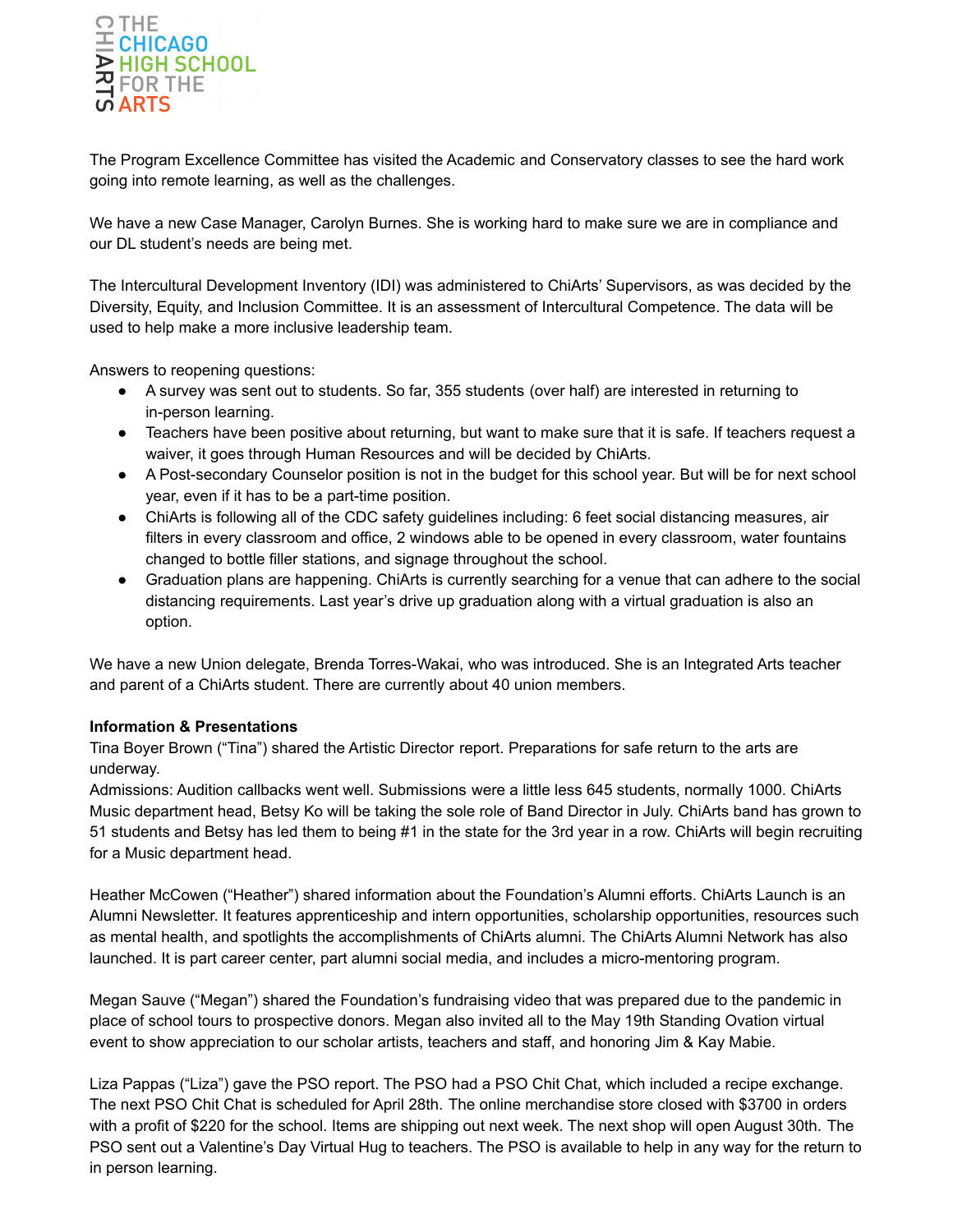The Program Excellence Committee has visited the Academic and Conservatory classes to see the hard work going into remote learning, as well as the challenges.

We have a new Case Manager, Carolyn Burnes. She is working hard to make sure we are in compliance and our DL student's needs are being met.

The Intercultural Development Inventory (IDI) was administered to ChiArts' Supervisors, as was decided by the Diversity, Equity, and Inclusion Committee. It is an assessment of Intercultural Competence. The data will be used to help make a more inclusive leadership team.

Answers to reopening questions:

- A survey was sent out to students. So far, 355 students (over half) are interested in returning to in-person learning.
- Teachers have been positive about returning, but want to make sure that it is safe. If teachers request a waiver, it goes through Human Resources and will be decided by ChiArts.
- A Post-secondary Counselor position is not in the budget for this school year. But will be for next school year, even if it has to be a part-time position.
- ChiArts is following all of the CDC safety guidelines including: 6 feet social distancing measures, air filters in every classroom and office, 2 windows able to be opened in every classroom, water fountains changed to bottle filler stations, and signage throughout the school.
- Graduation plans are happening. ChiArts is currently searching for a venue that can adhere to the social distancing requirements. Last year's drive up graduation along with a virtual graduation is also an option.

We have a new Union delegate, Brenda Torres-Wakai, who was introduced. She is an Integrated Arts teacher and parent of a ChiArts student. There are currently about 40 union members.

**Information & Presentations**

Tina Boyer Brown ("Tina") shared the Artistic Director report. Preparations for safe return to the arts are underway.

Admissions: Audition callbacks went well. Submissions were a little less 645 students, normally 1000. ChiArts Music department head, Betsy Ko will be taking the sole role of Band Director in July. ChiArts band has grown to 51 students and Betsy has led them to being #1 in the state for the 3rd year in a row. ChiArts will begin recruiting for a Music department head.

Heather McCowen ("Heather") shared information about the Foundation's Alumni efforts. ChiArts Launch is an Alumni Newsletter. It features apprenticeship and intern opportunities, scholarship opportunities, resources such as mental health, and spotlights the accomplishments of ChiArts alumni. The ChiArts Alumni Network has also launched. It is part career center, part alumni social media, and includes a micro-mentoring program.

Megan Sauve ("Megan") shared the Foundation's fundraising video that was prepared due to the pandemic in place of school tours to prospective donors. Megan also invited all to the May 19th Standing Ovation virtual event to show appreciation to our scholar artists, teachers and staff, and honoring Jim & Kay Mabie.

Liza Pappas ("Liza") gave the PSO report. The PSO had a PSO Chit Chat, which included a recipe exchange. The next PSO Chit Chat is scheduled for April 28th. The online merchandise store closed with $3700 in orders with a profit of $220 for the school. Items are shipping out next week. The next shop will open August 30th. The PSO sent out a Valentine's Day Virtual Hug to teachers. The PSO is available to help in any way for the return to in person learning.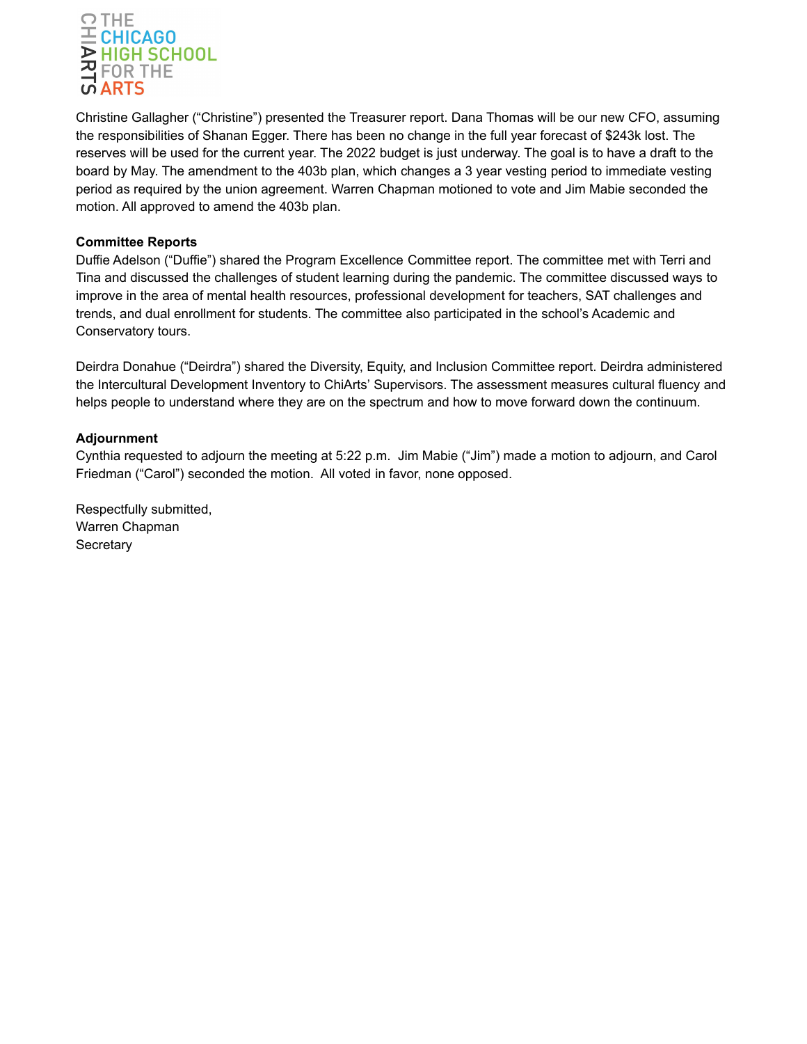Christine Gallagher ("Christine") presented the Treasurer report. Dana Thomas will be our new CFO, assuming the responsibilities of Shanan Egger. There has been no change in the full year forecast of $243k lost. The reserves will be used for the current year. The 2022 budget is just underway. The goal is to have a draft to the board by May. The amendment to the 403b plan, which changes a 3 year vesting period to immediate vesting period as required by the union agreement. Warren Chapman motioned to vote and Jim Mabie seconded the motion. All approved to amend the 403b plan.

**Committee Reports**

Duffie Adelson ("Duffie") shared the Program Excellence Committee report. The committee met with Terri and Tina and discussed the challenges of student learning during the pandemic. The committee discussed ways to improve in the area of mental health resources, professional development for teachers, SAT challenges and trends, and dual enrollment for students. The committee also participated in the school's Academic and Conservatory tours.

Deirdra Donahue ("Deirdra") shared the Diversity, Equity, and Inclusion Committee report. Deirdra administered the Intercultural Development Inventory to ChiArts' Supervisors. The assessment measures cultural fluency and helps people to understand where they are on the spectrum and how to move forward down the continuum.

**Adjournment**

Cynthia requested to adjourn the meeting at 5:22 p.m. Jim Mabie ("Jim") made a motion to adjourn, and Carol Friedman ("Carol") seconded the motion. All voted in favor, none opposed.

Respectfully submitted,
Warren Chapman
Secretary